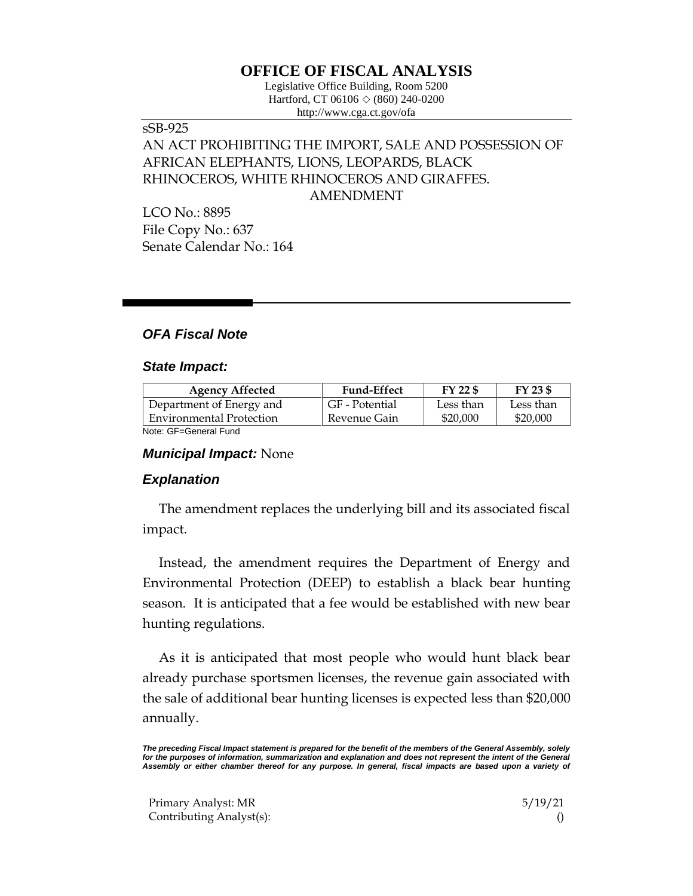# OFFICE OF FISCAL ANALYSIS

Legislative Office Building, Room 5200
Hartford, CT 06106 ◇ (860) 240-0200
http://www.cga.ct.gov/ofa

sSB-925
AN ACT PROHIBITING THE IMPORT, SALE AND POSSESSION OF AFRICAN ELEPHANTS, LIONS, LEOPARDS, BLACK RHINOCEROS, WHITE RHINOCEROS AND GIRAFFES.
AMENDMENT

LCO No.: 8895
File Copy No.: 637
Senate Calendar No.: 164

## *OFA Fiscal Note*

### *State Impact:*

| Agency Affected | Fund-Effect | FY 22 $ | FY 23 $ |
|---|---|---|---|
| Department of Energy and Environmental Protection | GF - Potential Revenue Gain | Less than $20,000 | Less than $20,000 |

Note: GF=General Fund

### *Municipal Impact:* None

### *Explanation*

The amendment replaces the underlying bill and its associated fiscal impact.

Instead, the amendment requires the Department of Energy and Environmental Protection (DEEP) to establish a black bear hunting season. It is anticipated that a fee would be established with new bear hunting regulations.

As it is anticipated that most people who would hunt black bear already purchase sportsmen licenses, the revenue gain associated with the sale of additional bear hunting licenses is expected less than $20,000 annually.

***The preceding Fiscal Impact statement is prepared for the benefit of the members of the General Assembly, solely for the purposes of information, summarization and explanation and does not represent the intent of the General Assembly or either chamber thereof for any purpose. In general, fiscal impacts are based upon a variety of***

Primary Analyst: MR 5/19/21
Contributing Analyst(s): ()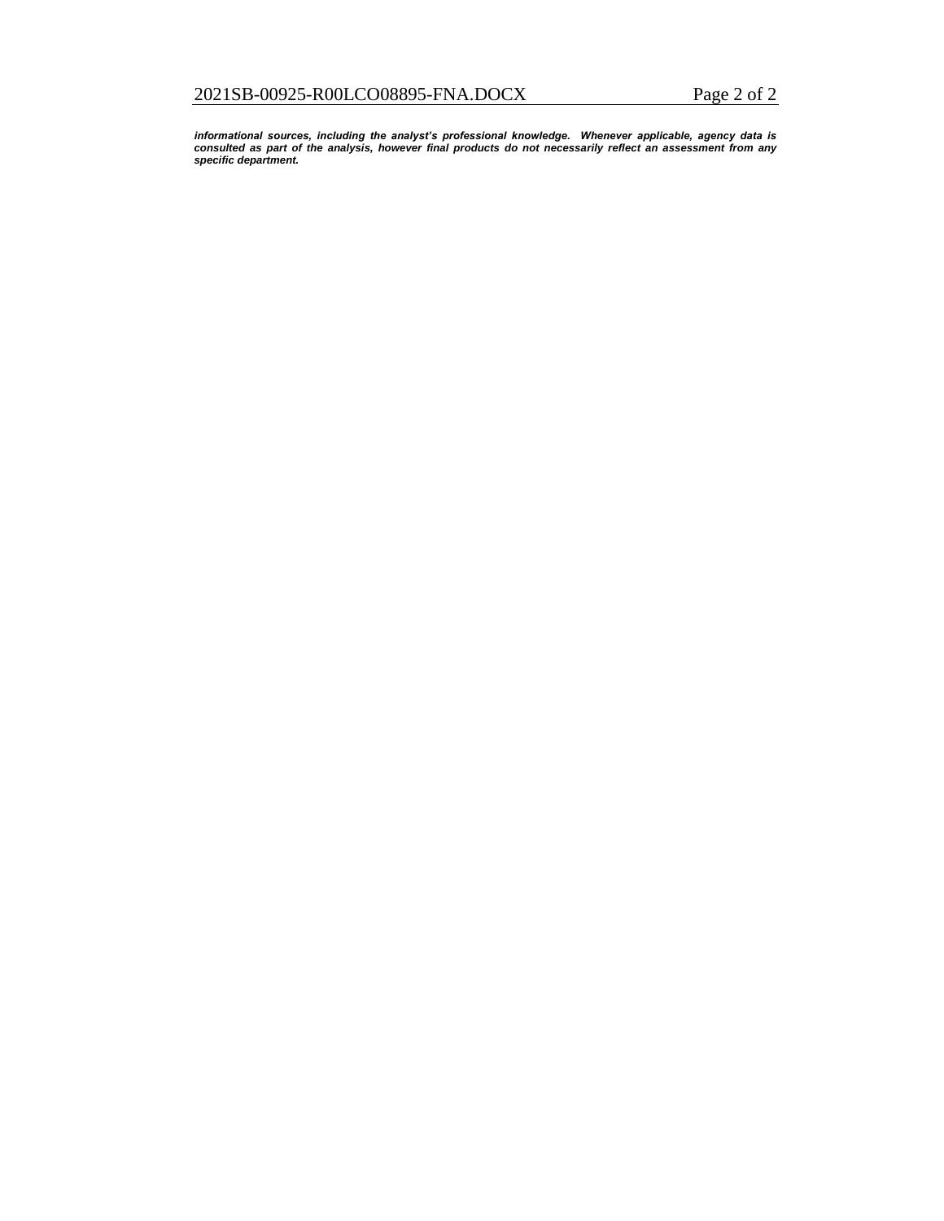***informational sources, including the analyst's professional knowledge. Whenever applicable, agency data is consulted as part of the analysis, however final products do not necessarily reflect an assessment from any specific department.***